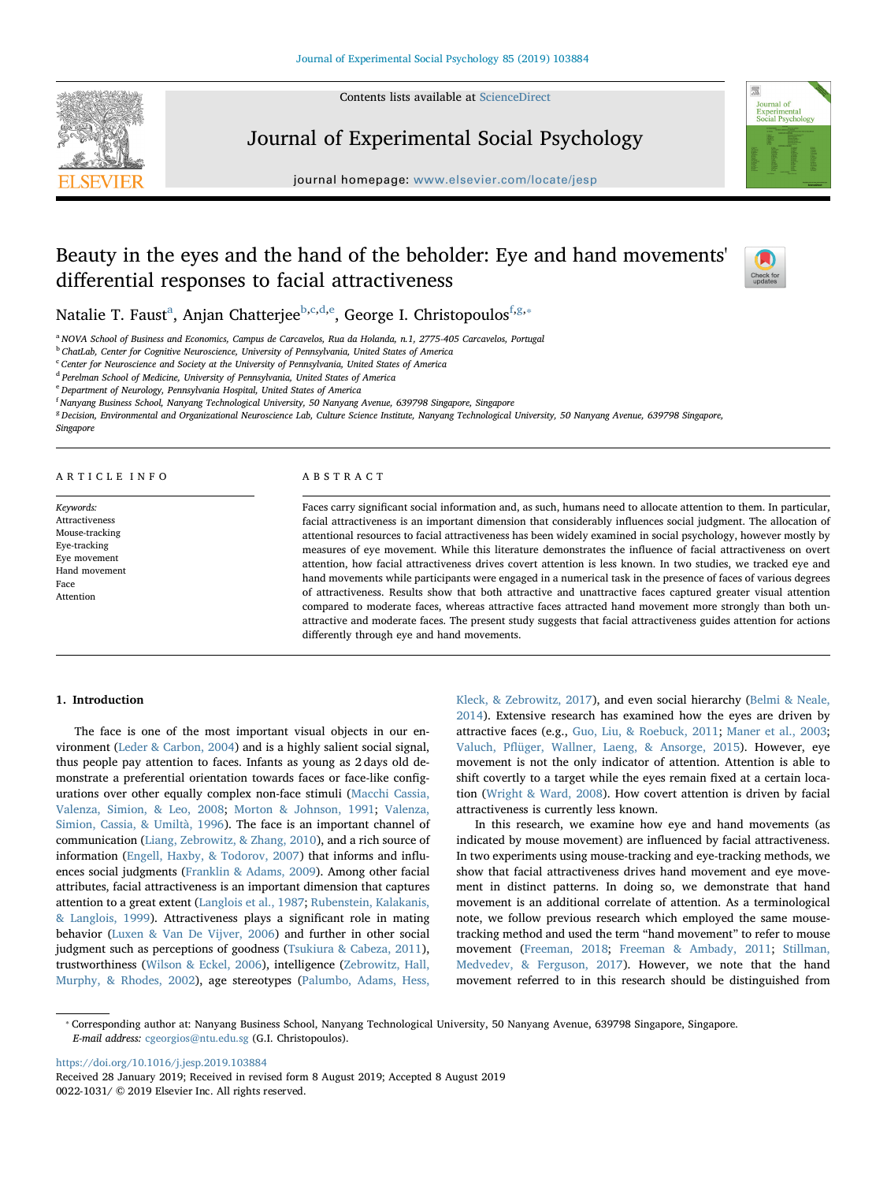# Beauty in the eyes and the hand of the beholder: Eye and hand movements' differential responses to facial attractiveness

Natalie T. Faust[a], Anjan Chatterjee[b,c,d,e], George I. Christopoulos[f,g,*]

[a] NOVA School of Business and Economics, Campus de Carcavelos, Rua da Holanda, n.1, 2775-405 Carcavelos, Portugal
[b] ChatLab, Center for Cognitive Neuroscience, University of Pennsylvania, United States of America
[c] Center for Neuroscience and Society at the University of Pennsylvania, United States of America
[d] Perelman School of Medicine, University of Pennsylvania, United States of America
[e] Department of Neurology, Pennsylvania Hospital, United States of America
[f] Nanyang Business School, Nanyang Technological University, 50 Nanyang Avenue, 639798 Singapore, Singapore
[g] Decision, Environmental and Organizational Neuroscience Lab, Culture Science Institute, Nanyang Technological University, 50 Nanyang Avenue, 639798 Singapore, Singapore

## ARTICLE INFO

*Keywords:*
Attractiveness
Mouse-tracking
Eye-tracking
Eye movement
Hand movement
Face
Attention

## ABSTRACT

Faces carry significant social information and, as such, humans need to allocate attention to them. In particular, facial attractiveness is an important dimension that considerably influences social judgment. The allocation of attentional resources to facial attractiveness has been widely examined in social psychology, however mostly by measures of eye movement. While this literature demonstrates the influence of facial attractiveness on overt attention, how facial attractiveness drives covert attention is less known. In two studies, we tracked eye and hand movements while participants were engaged in a numerical task in the presence of faces of various degrees of attractiveness. Results show that both attractive and unattractive faces captured greater visual attention compared to moderate faces, whereas attractive faces attracted hand movement more strongly than both unattractive and moderate faces. The present study suggests that facial attractiveness guides attention for actions differently through eye and hand movements.

## 1. Introduction

The face is one of the most important visual objects in our environment (Leder & Carbon, 2004) and is a highly salient social signal, thus people pay attention to faces. Infants as young as 2 days old demonstrate a preferential orientation towards faces or face-like configurations over other equally complex non-face stimuli (Macchi Cassia, Valenza, Simion, & Leo, 2008; Morton & Johnson, 1991; Valenza, Simion, Cassia, & Umiltà, 1996). The face is an important channel of communication (Liang, Zebrowitz, & Zhang, 2010), and a rich source of information (Engell, Haxby, & Todorov, 2007) that informs and influences social judgments (Franklin & Adams, 2009). Among other facial attributes, facial attractiveness is an important dimension that captures attention to a great extent (Langlois et al., 1987; Rubenstein, Kalakanis, & Langlois, 1999). Attractiveness plays a significant role in mating behavior (Luxen & Van De Vijver, 2006) and further in other social judgment such as perceptions of goodness (Tsukiura & Cabeza, 2011), trustworthiness (Wilson & Eckel, 2006), intelligence (Zebrowitz, Hall, Murphy, & Rhodes, 2002), age stereotypes (Palumbo, Adams, Hess, Kleck, & Zebrowitz, 2017), and even social hierarchy (Belmi & Neale, 2014). Extensive research has examined how the eyes are driven by attractive faces (e.g., Guo, Liu, & Roebuck, 2011; Maner et al., 2003; Valuch, Pflüger, Wallner, Laeng, & Ansorge, 2015). However, eye movement is not the only indicator of attention. Attention is able to shift covertly to a target while the eyes remain fixed at a certain location (Wright & Ward, 2008). How covert attention is driven by facial attractiveness is currently less known.

In this research, we examine how eye and hand movements (as indicated by mouse movement) are influenced by facial attractiveness. In two experiments using mouse-tracking and eye-tracking methods, we show that facial attractiveness drives hand movement and eye movement in distinct patterns. In doing so, we demonstrate that hand movement is an additional correlate of attention. As a terminological note, we follow previous research which employed the same mouse-tracking method and used the term "hand movement" to refer to mouse movement (Freeman, 2018; Freeman & Ambady, 2011; Stillman, Medvedev, & Ferguson, 2017). However, we note that the hand movement referred to in this research should be distinguished from

* Corresponding author at: Nanyang Business School, Nanyang Technological University, 50 Nanyang Avenue, 639798 Singapore, Singapore.
*E-mail address:* cgeorgios@ntu.edu.sg (G.I. Christopoulos).

https://doi.org/10.1016/j.jesp.2019.103884
Received 28 January 2019; Received in revised form 8 August 2019; Accepted 8 August 2019
0022-1031/ © 2019 Elsevier Inc. All rights reserved.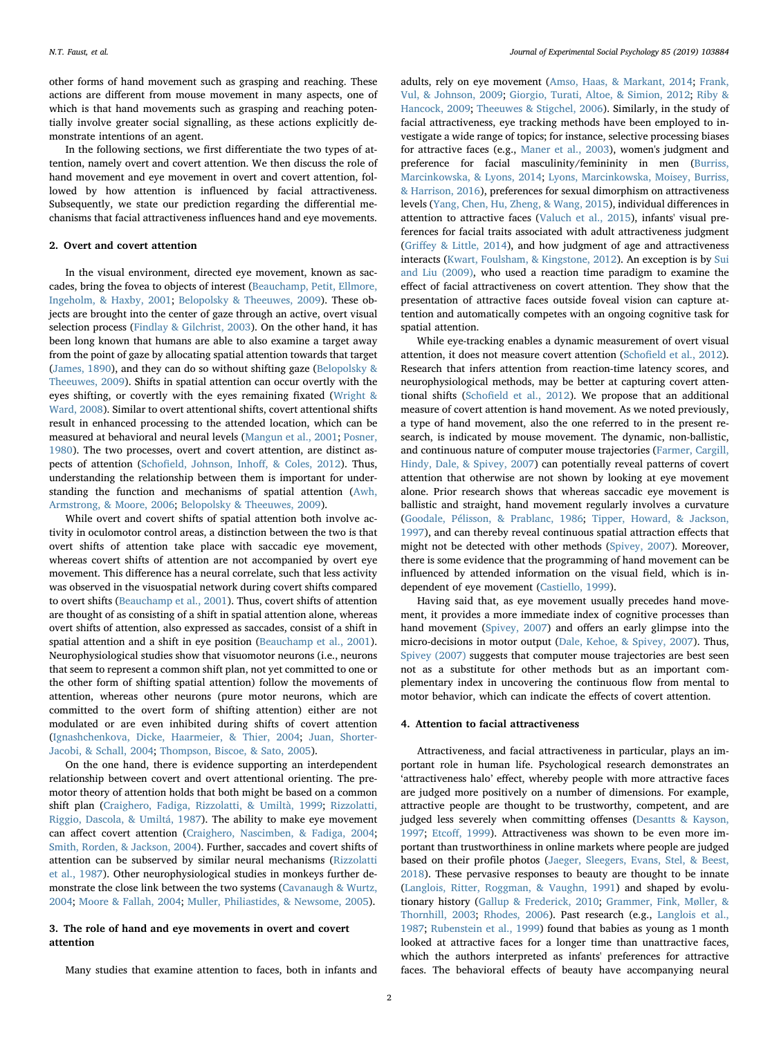other forms of hand movement such as grasping and reaching. These actions are different from mouse movement in many aspects, one of which is that hand movements such as grasping and reaching potentially involve greater social signalling, as these actions explicitly demonstrate intentions of an agent.

In the following sections, we first differentiate the two types of attention, namely overt and covert attention. We then discuss the role of hand movement and eye movement in overt and covert attention, followed by how attention is influenced by facial attractiveness. Subsequently, we state our prediction regarding the differential mechanisms that facial attractiveness influences hand and eye movements.

## 2. Overt and covert attention

In the visual environment, directed eye movement, known as saccades, bring the fovea to objects of interest (Beauchamp, Petit, Ellmore, Ingeholm, & Haxby, 2001; Belopolsky & Theeuwes, 2009). These objects are brought into the center of gaze through an active, overt visual selection process (Findlay & Gilchrist, 2003). On the other hand, it has been long known that humans are able to also examine a target away from the point of gaze by allocating spatial attention towards that target (James, 1890), and they can do so without shifting gaze (Belopolsky & Theeuwes, 2009). Shifts in spatial attention can occur overtly with the eyes shifting, or covertly with the eyes remaining fixated (Wright & Ward, 2008). Similar to overt attentional shifts, covert attentional shifts result in enhanced processing to the attended location, which can be measured at behavioral and neural levels (Mangun et al., 2001; Posner, 1980). The two processes, overt and covert attention, are distinct aspects of attention (Schofield, Johnson, Inhoff, & Coles, 2012). Thus, understanding the relationship between them is important for understanding the function and mechanisms of spatial attention (Awh, Armstrong, & Moore, 2006; Belopolsky & Theeuwes, 2009).

While overt and covert shifts of spatial attention both involve activity in oculomotor control areas, a distinction between the two is that overt shifts of attention take place with saccadic eye movement, whereas covert shifts of attention are not accompanied by overt eye movement. This difference has a neural correlate, such that less activity was observed in the visuospatial network during covert shifts compared to overt shifts (Beauchamp et al., 2001). Thus, covert shifts of attention are thought of as consisting of a shift in spatial attention alone, whereas overt shifts of attention, also expressed as saccades, consist of a shift in spatial attention and a shift in eye position (Beauchamp et al., 2001). Neurophysiological studies show that visuomotor neurons (i.e., neurons that seem to represent a common shift plan, not yet committed to one or the other form of shifting spatial attention) follow the movements of attention, whereas other neurons (pure motor neurons, which are committed to the overt form of shifting attention) either are not modulated or are even inhibited during shifts of covert attention (Ignashchenkova, Dicke, Haarmeier, & Thier, 2004; Juan, Shorter-Jacobi, & Schall, 2004; Thompson, Biscoe, & Sato, 2005).

On the one hand, there is evidence supporting an interdependent relationship between covert and overt attentional orienting. The premotor theory of attention holds that both might be based on a common shift plan (Craighero, Fadiga, Rizzolatti, & Umiltà, 1999; Rizzolatti, Riggio, Dascola, & Umiltá, 1987). The ability to make eye movement can affect covert attention (Craighero, Nascimben, & Fadiga, 2004; Smith, Rorden, & Jackson, 2004). Further, saccades and covert shifts of attention can be subserved by similar neural mechanisms (Rizzolatti et al., 1987). Other neurophysiological studies in monkeys further demonstrate the close link between the two systems (Cavanaugh & Wurtz, 2004; Moore & Fallah, 2004; Muller, Philiastides, & Newsome, 2005).

## 3. The role of hand and eye movements in overt and covert attention

Many studies that examine attention to faces, both in infants and adults, rely on eye movement (Amso, Haas, & Markant, 2014; Frank, Vul, & Johnson, 2009; Giorgio, Turati, Altoe, & Simion, 2012; Riby & Hancock, 2009; Theeuwes & Stigchel, 2006). Similarly, in the study of facial attractiveness, eye tracking methods have been employed to investigate a wide range of topics; for instance, selective processing biases for attractive faces (e.g., Maner et al., 2003), women's judgment and preference for facial masculinity/femininity in men (Burriss, Marcinkowska, & Lyons, 2014; Lyons, Marcinkowska, Moisey, Burriss, & Harrison, 2016), preferences for sexual dimorphism on attractiveness levels (Yang, Chen, Hu, Zheng, & Wang, 2015), individual differences in attention to attractive faces (Valuch et al., 2015), infants' visual preferences for facial traits associated with adult attractiveness judgment (Griffey & Little, 2014), and how judgment of age and attractiveness interacts (Kwart, Foulsham, & Kingstone, 2012). An exception is by Sui and Liu (2009), who used a reaction time paradigm to examine the effect of facial attractiveness on covert attention. They show that the presentation of attractive faces outside foveal vision can capture attention and automatically competes with an ongoing cognitive task for spatial attention.

While eye-tracking enables a dynamic measurement of overt visual attention, it does not measure covert attention (Schofield et al., 2012). Research that infers attention from reaction-time latency scores, and neurophysiological methods, may be better at capturing covert attentional shifts (Schofield et al., 2012). We propose that an additional measure of covert attention is hand movement. As we noted previously, a type of hand movement, also the one referred to in the present research, is indicated by mouse movement. The dynamic, non-ballistic, and continuous nature of computer mouse trajectories (Farmer, Cargill, Hindy, Dale, & Spivey, 2007) can potentially reveal patterns of covert attention that otherwise are not shown by looking at eye movement alone. Prior research shows that whereas saccadic eye movement is ballistic and straight, hand movement regularly involves a curvature (Goodale, Pélisson, & Prablanc, 1986; Tipper, Howard, & Jackson, 1997), and can thereby reveal continuous spatial attraction effects that might not be detected with other methods (Spivey, 2007). Moreover, there is some evidence that the programming of hand movement can be influenced by attended information on the visual field, which is independent of eye movement (Castiello, 1999).

Having said that, as eye movement usually precedes hand movement, it provides a more immediate index of cognitive processes than hand movement (Spivey, 2007) and offers an early glimpse into the micro-decisions in motor output (Dale, Kehoe, & Spivey, 2007). Thus, Spivey (2007) suggests that computer mouse trajectories are best seen not as a substitute for other methods but as an important complementary index in uncovering the continuous flow from mental to motor behavior, which can indicate the effects of covert attention.

## 4. Attention to facial attractiveness

Attractiveness, and facial attractiveness in particular, plays an important role in human life. Psychological research demonstrates an 'attractiveness halo' effect, whereby people with more attractive faces are judged more positively on a number of dimensions. For example, attractive people are thought to be trustworthy, competent, and are judged less severely when committing offenses (Desantts & Kayson, 1997; Etcoff, 1999). Attractiveness was shown to be even more important than trustworthiness in online markets where people are judged based on their profile photos (Jaeger, Sleegers, Evans, Stel, & Beest, 2018). These pervasive responses to beauty are thought to be innate (Langlois, Ritter, Roggman, & Vaughn, 1991) and shaped by evolutionary history (Gallup & Frederick, 2010; Grammer, Fink, Møller, & Thornhill, 2003; Rhodes, 2006). Past research (e.g., Langlois et al., 1987; Rubenstein et al., 1999) found that babies as young as 1 month looked at attractive faces for a longer time than unattractive faces, which the authors interpreted as infants' preferences for attractive faces. The behavioral effects of beauty have accompanying neural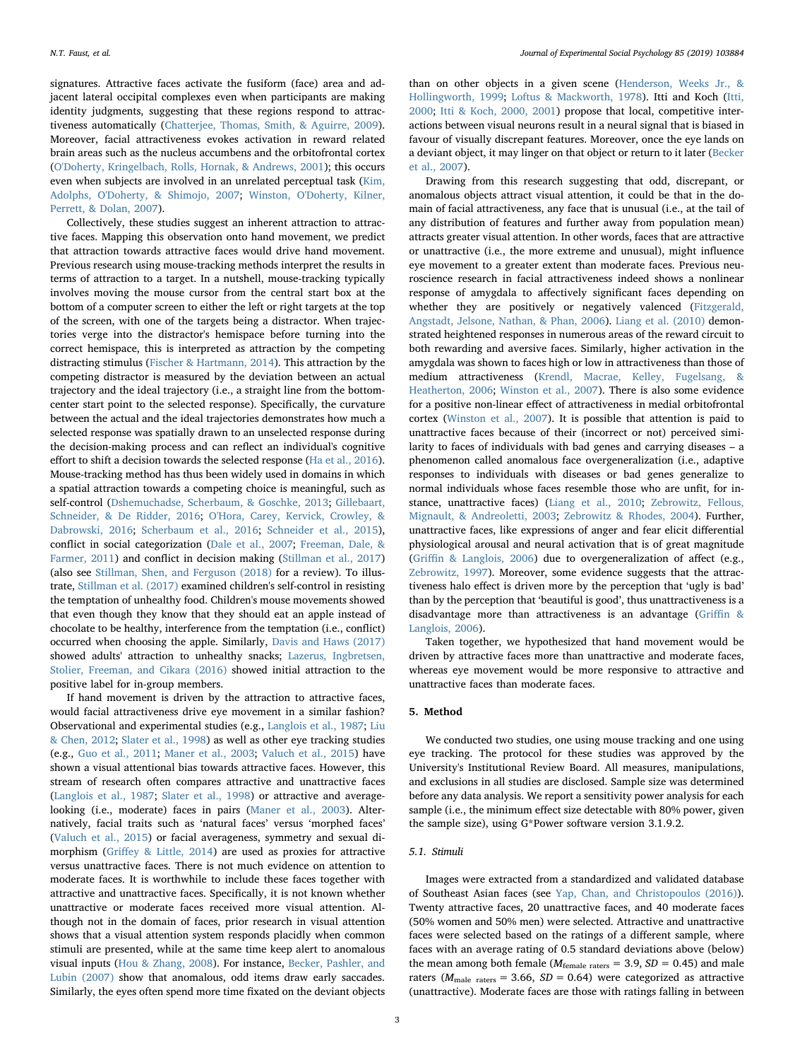signatures. Attractive faces activate the fusiform (face) area and adjacent lateral occipital complexes even when participants are making identity judgments, suggesting that these regions respond to attractiveness automatically (Chatterjee, Thomas, Smith, & Aguirre, 2009). Moreover, facial attractiveness evokes activation in reward related brain areas such as the nucleus accumbens and the orbitofrontal cortex (O'Doherty, Kringelbach, Rolls, Hornak, & Andrews, 2001); this occurs even when subjects are involved in an unrelated perceptual task (Kim, Adolphs, O'Doherty, & Shimojo, 2007; Winston, O'Doherty, Kilner, Perrett, & Dolan, 2007).

Collectively, these studies suggest an inherent attraction to attractive faces. Mapping this observation onto hand movement, we predict that attraction towards attractive faces would drive hand movement. Previous research using mouse-tracking methods interpret the results in terms of attraction to a target. In a nutshell, mouse-tracking typically involves moving the mouse cursor from the central start box at the bottom of a computer screen to either the left or right targets at the top of the screen, with one of the targets being a distractor. When trajectories verge into the distractor's hemispace before turning into the correct hemispace, this is interpreted as attraction by the competing distracting stimulus (Fischer & Hartmann, 2014). This attraction by the competing distractor is measured by the deviation between an actual trajectory and the ideal trajectory (i.e., a straight line from the bottom-center start point to the selected response). Specifically, the curvature between the actual and the ideal trajectories demonstrates how much a selected response was spatially drawn to an unselected response during the decision-making process and can reflect an individual's cognitive effort to shift a decision towards the selected response (Ha et al., 2016). Mouse-tracking method has thus been widely used in domains in which a spatial attraction towards a competing choice is meaningful, such as self-control (Dshemuchadse, Scherbaum, & Goschke, 2013; Gillebaart, Schneider, & De Ridder, 2016; O'Hora, Carey, Kervick, Crowley, & Dabrowski, 2016; Scherbaum et al., 2016; Schneider et al., 2015), conflict in social categorization (Dale et al., 2007; Freeman, Dale, & Farmer, 2011) and conflict in decision making (Stillman et al., 2017) (also see Stillman, Shen, and Ferguson (2018) for a review). To illustrate, Stillman et al. (2017) examined children's self-control in resisting the temptation of unhealthy food. Children's mouse movements showed that even though they know that they should eat an apple instead of chocolate to be healthy, interference from the temptation (i.e., conflict) occurred when choosing the apple. Similarly, Davis and Haws (2017) showed adults' attraction to unhealthy snacks; Lazerus, Ingbretsen, Stolier, Freeman, and Cikara (2016) showed initial attraction to the positive label for in-group members.

If hand movement is driven by the attraction to attractive faces, would facial attractiveness drive eye movement in a similar fashion? Observational and experimental studies (e.g., Langlois et al., 1987; Liu & Chen, 2012; Slater et al., 1998) as well as other eye tracking studies (e.g., Guo et al., 2011; Maner et al., 2003; Valuch et al., 2015) have shown a visual attentional bias towards attractive faces. However, this stream of research often compares attractive and unattractive faces (Langlois et al., 1987; Slater et al., 1998) or attractive and average-looking (i.e., moderate) faces in pairs (Maner et al., 2003). Alternatively, facial traits such as 'natural faces' versus 'morphed faces' (Valuch et al., 2015) or facial averageness, symmetry and sexual dimorphism (Griffey & Little, 2014) are used as proxies for attractive versus unattractive faces. There is not much evidence on attention to moderate faces. It is worthwhile to include these faces together with attractive and unattractive faces. Specifically, it is not known whether unattractive or moderate faces received more visual attention. Although not in the domain of faces, prior research in visual attention shows that a visual attention system responds placidly when common stimuli are presented, while at the same time keep alert to anomalous visual inputs (Hou & Zhang, 2008). For instance, Becker, Pashler, and Lubin (2007) show that anomalous, odd items draw early saccades. Similarly, the eyes often spend more time fixated on the deviant objects than on other objects in a given scene (Henderson, Weeks Jr., & Hollingworth, 1999; Loftus & Mackworth, 1978). Itti and Koch (Itti, 2000; Itti & Koch, 2000, 2001) propose that local, competitive interactions between visual neurons result in a neural signal that is biased in favour of visually discrepant features. Moreover, once the eye lands on a deviant object, it may linger on that object or return to it later (Becker et al., 2007).

Drawing from this research suggesting that odd, discrepant, or anomalous objects attract visual attention, it could be that in the domain of facial attractiveness, any face that is unusual (i.e., at the tail of any distribution of features and further away from population mean) attracts greater visual attention. In other words, faces that are attractive or unattractive (i.e., the more extreme and unusual), might influence eye movement to a greater extent than moderate faces. Previous neuroscience research in facial attractiveness indeed shows a nonlinear response of amygdala to affectively significant faces depending on whether they are positively or negatively valenced (Fitzgerald, Angstadt, Jelsone, Nathan, & Phan, 2006). Liang et al. (2010) demonstrated heightened responses in numerous areas of the reward circuit to both rewarding and aversive faces. Similarly, higher activation in the amygdala was shown to faces high or low in attractiveness than those of medium attractiveness (Krendl, Macrae, Kelley, Fugelsang, & Heatherton, 2006; Winston et al., 2007). There is also some evidence for a positive non-linear effect of attractiveness in medial orbitofrontal cortex (Winston et al., 2007). It is possible that attention is paid to unattractive faces because of their (incorrect or not) perceived similarity to faces of individuals with bad genes and carrying diseases – a phenomenon called anomalous face overgeneralization (i.e., adaptive responses to individuals with diseases or bad genes generalize to normal individuals whose faces resemble those who are unfit, for instance, unattractive faces) (Liang et al., 2010; Zebrowitz, Fellous, Mignault, & Andreoletti, 2003; Zebrowitz & Rhodes, 2004). Further, unattractive faces, like expressions of anger and fear elicit differential physiological arousal and neural activation that is of great magnitude (Griffin & Langlois, 2006) due to overgeneralization of affect (e.g., Zebrowitz, 1997). Moreover, some evidence suggests that the attractiveness halo effect is driven more by the perception that 'ugly is bad' than by the perception that 'beautiful is good', thus unattractiveness is a disadvantage more than attractiveness is an advantage (Griffin & Langlois, 2006).

Taken together, we hypothesized that hand movement would be driven by attractive faces more than unattractive and moderate faces, whereas eye movement would be more responsive to attractive and unattractive faces than moderate faces.

## 5. Method

We conducted two studies, one using mouse tracking and one using eye tracking. The protocol for these studies was approved by the University's Institutional Review Board. All measures, manipulations, and exclusions in all studies are disclosed. Sample size was determined before any data analysis. We report a sensitivity power analysis for each sample (i.e., the minimum effect size detectable with 80% power, given the sample size), using G*Power software version 3.1.9.2.

### 5.1. Stimuli

Images were extracted from a standardized and validated database of Southeast Asian faces (see Yap, Chan, and Christopoulos (2016)). Twenty attractive faces, 20 unattractive faces, and 40 moderate faces (50% women and 50% men) were selected. Attractive and unattractive faces were selected based on the ratings of a different sample, where faces with an average rating of 0.5 standard deviations above (below) the mean among both female ($M_{\text{female raters}} = 3.9$, $SD = 0.45$) and male raters ($M_{\text{male raters}} = 3.66$, $SD = 0.64$) were categorized as attractive (unattractive). Moderate faces are those with ratings falling in between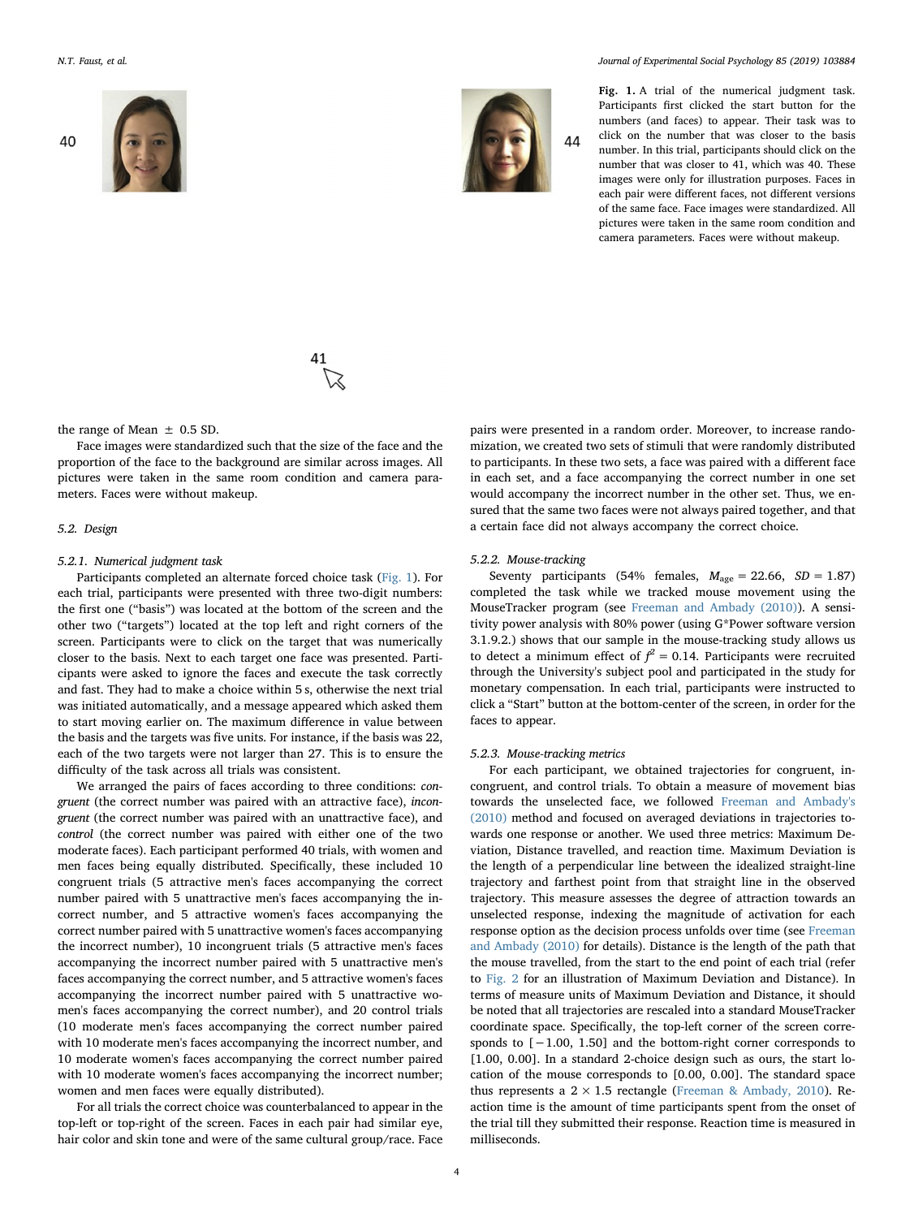Fig. 1. A trial of the numerical judgment task. Participants first clicked the start button for the numbers (and faces) to appear. Their task was to click on the number that was closer to the basis number. In this trial, participants should click on the number that was closer to 41, which was 40. These images were only for illustration purposes. Faces in each pair were different faces, not different versions of the same face. Face images were standardized. All pictures were taken in the same room condition and camera parameters. Faces were without makeup.

the range of Mean ± 0.5 SD.

Face images were standardized such that the size of the face and the proportion of the face to the background are similar across images. All pictures were taken in the same room condition and camera parameters. Faces were without makeup.

### 5.2. Design

#### 5.2.1. Numerical judgment task

Participants completed an alternate forced choice task (Fig. 1). For each trial, participants were presented with three two-digit numbers: the first one ("basis") was located at the bottom of the screen and the other two ("targets") located at the top left and right corners of the screen. Participants were to click on the target that was numerically closer to the basis. Next to each target one face was presented. Participants were asked to ignore the faces and execute the task correctly and fast. They had to make a choice within 5 s, otherwise the next trial was initiated automatically, and a message appeared which asked them to start moving earlier on. The maximum difference in value between the basis and the targets was five units. For instance, if the basis was 22, each of the two targets were not larger than 27. This is to ensure the difficulty of the task across all trials was consistent.

We arranged the pairs of faces according to three conditions: *congruent* (the correct number was paired with an attractive face), *incongruent* (the correct number was paired with an unattractive face), and *control* (the correct number was paired with either one of the two moderate faces). Each participant performed 40 trials, with women and men faces being equally distributed. Specifically, these included 10 congruent trials (5 attractive men's faces accompanying the correct number paired with 5 unattractive men's faces accompanying the incorrect number, and 5 attractive women's faces accompanying the correct number paired with 5 unattractive women's faces accompanying the incorrect number), 10 incongruent trials (5 attractive men's faces accompanying the incorrect number paired with 5 unattractive men's faces accompanying the correct number, and 5 attractive women's faces accompanying the incorrect number paired with 5 unattractive women's faces accompanying the correct number), and 20 control trials (10 moderate men's faces accompanying the correct number paired with 10 moderate men's faces accompanying the incorrect number, and 10 moderate women's faces accompanying the correct number paired with 10 moderate women's faces accompanying the incorrect number; women and men faces were equally distributed).

For all trials the correct choice was counterbalanced to appear in the top-left or top-right of the screen. Faces in each pair had similar eye, hair color and skin tone and were of the same cultural group/race. Face pairs were presented in a random order. Moreover, to increase randomization, we created two sets of stimuli that were randomly distributed to participants. In these two sets, a face was paired with a different face in each set, and a face accompanying the correct number in one set would accompany the incorrect number in the other set. Thus, we ensured that the same two faces were not always paired together, and that a certain face did not always accompany the correct choice.

#### 5.2.2. Mouse-tracking

Seventy participants (54% females, $M_{age} = 22.66$, $SD = 1.87$) completed the task while we tracked mouse movement using the MouseTracker program (see Freeman and Ambady (2010)). A sensitivity power analysis with 80% power (using G*Power software version 3.1.9.2.) shows that our sample in the mouse-tracking study allows us to detect a minimum effect of $f^2 = 0.14$. Participants were recruited through the University's subject pool and participated in the study for monetary compensation. In each trial, participants were instructed to click a "Start" button at the bottom-center of the screen, in order for the faces to appear.

#### 5.2.3. Mouse-tracking metrics

For each participant, we obtained trajectories for congruent, incongruent, and control trials. To obtain a measure of movement bias towards the unselected face, we followed Freeman and Ambady's (2010) method and focused on averaged deviations in trajectories towards one response or another. We used three metrics: Maximum Deviation, Distance travelled, and reaction time. Maximum Deviation is the length of a perpendicular line between the idealized straight-line trajectory and farthest point from that straight line in the observed trajectory. This measure assesses the degree of attraction towards an unselected response, indexing the magnitude of activation for each response option as the decision process unfolds over time (see Freeman and Ambady (2010) for details). Distance is the length of the path that the mouse travelled, from the start to the end point of each trial (refer to Fig. 2 for an illustration of Maximum Deviation and Distance). In terms of measure units of Maximum Deviation and Distance, it should be noted that all trajectories are rescaled into a standard MouseTracker coordinate space. Specifically, the top-left corner of the screen corresponds to [−1.00, 1.50] and the bottom-right corner corresponds to [1.00, 0.00]. In a standard 2-choice design such as ours, the start location of the mouse corresponds to [0.00, 0.00]. The standard space thus represents a 2 × 1.5 rectangle (Freeman & Ambady, 2010). Reaction time is the amount of time participants spent from the onset of the trial till they submitted their response. Reaction time is measured in milliseconds.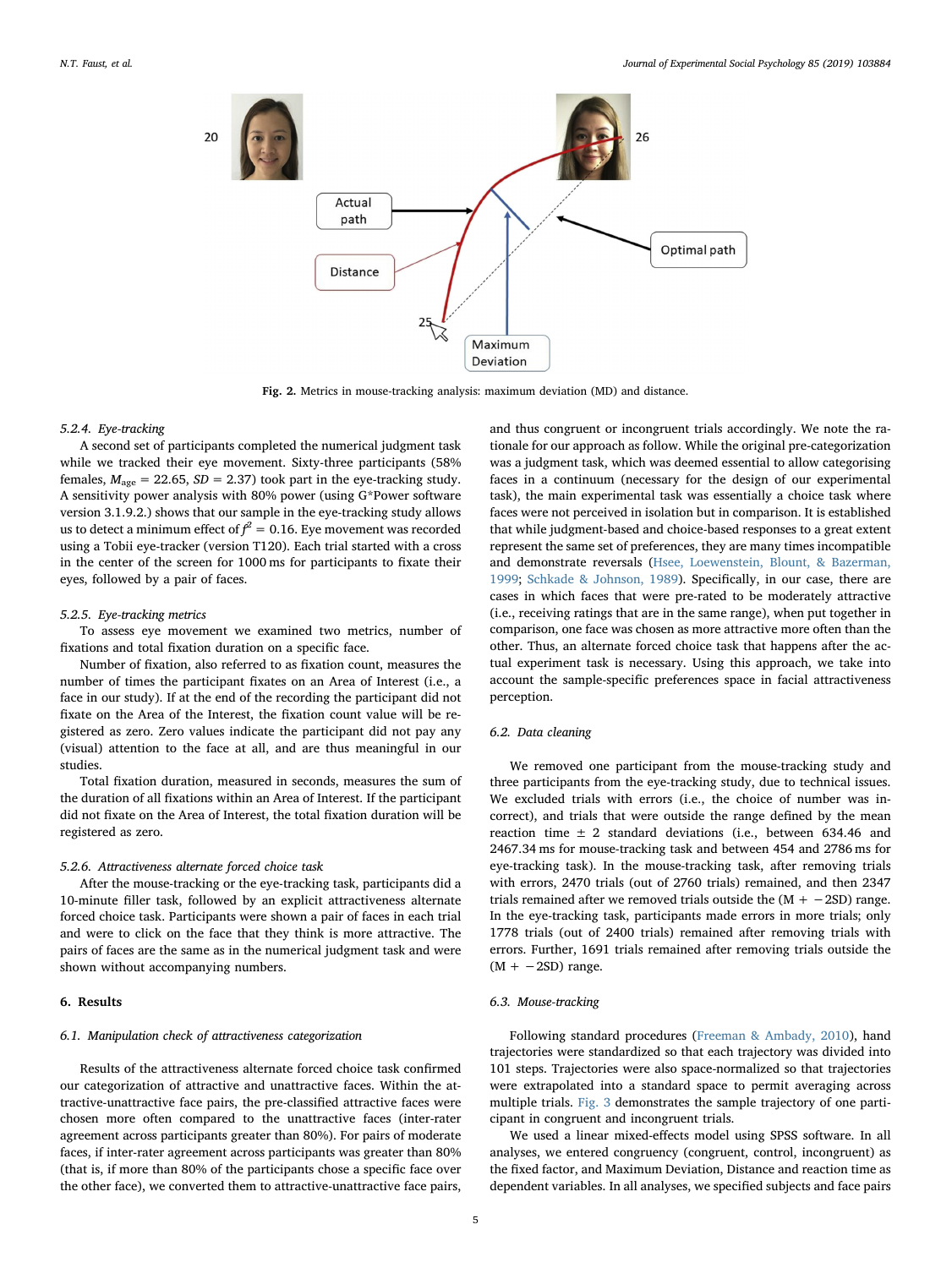Fig. 2. Metrics in mouse-tracking analysis: maximum deviation (MD) and distance.

#### 5.2.4. Eye-tracking

A second set of participants completed the numerical judgment task while we tracked their eye movement. Sixty-three participants (58% females, $M_{age}$ = 22.65, $SD$ = 2.37) took part in the eye-tracking study. A sensitivity power analysis with 80% power (using G*Power software version 3.1.9.2.) shows that our sample in the eye-tracking study allows us to detect a minimum effect of $f^2$ = 0.16. Eye movement was recorded using a Tobii eye-tracker (version T120). Each trial started with a cross in the center of the screen for 1000 ms for participants to fixate their eyes, followed by a pair of faces.

#### 5.2.5. Eye-tracking metrics

To assess eye movement we examined two metrics, number of fixations and total fixation duration on a specific face.

Number of fixation, also referred to as fixation count, measures the number of times the participant fixates on an Area of Interest (i.e., a face in our study). If at the end of the recording the participant did not fixate on the Area of the Interest, the fixation count value will be registered as zero. Zero values indicate the participant did not pay any (visual) attention to the face at all, and are thus meaningful in our studies.

Total fixation duration, measured in seconds, measures the sum of the duration of all fixations within an Area of Interest. If the participant did not fixate on the Area of Interest, the total fixation duration will be registered as zero.

#### 5.2.6. Attractiveness alternate forced choice task

After the mouse-tracking or the eye-tracking task, participants did a 10-minute filler task, followed by an explicit attractiveness alternate forced choice task. Participants were shown a pair of faces in each trial and were to click on the face that they think is more attractive. The pairs of faces are the same as in the numerical judgment task and were shown without accompanying numbers.

## 6. Results

### 6.1. Manipulation check of attractiveness categorization

Results of the attractiveness alternate forced choice task confirmed our categorization of attractive and unattractive faces. Within the attractive-unattractive face pairs, the pre-classified attractive faces were chosen more often compared to the unattractive faces (inter-rater agreement across participants greater than 80%). For pairs of moderate faces, if inter-rater agreement across participants was greater than 80% (that is, if more than 80% of the participants chose a specific face over the other face), we converted them to attractive-unattractive face pairs, and thus congruent or incongruent trials accordingly. We note the rationale for our approach as follow. While the original pre-categorization was a judgment task, which was deemed essential to allow categorising faces in a continuum (necessary for the design of our experimental task), the main experimental task was essentially a choice task where faces were not perceived in isolation but in comparison. It is established that while judgment-based and choice-based responses to a great extent represent the same set of preferences, they are many times incompatible and demonstrate reversals (Hsee, Loewenstein, Blount, & Bazerman, 1999; Schkade & Johnson, 1989). Specifically, in our case, there are cases in which faces that were pre-rated to be moderately attractive (i.e., receiving ratings that are in the same range), when put together in comparison, one face was chosen as more attractive more often than the other. Thus, an alternate forced choice task that happens after the actual experiment task is necessary. Using this approach, we take into account the sample-specific preferences space in facial attractiveness perception.

### 6.2. Data cleaning

We removed one participant from the mouse-tracking study and three participants from the eye-tracking study, due to technical issues. We excluded trials with errors (i.e., the choice of number was incorrect), and trials that were outside the range defined by the mean reaction time ± 2 standard deviations (i.e., between 634.46 and 2467.34 ms for mouse-tracking task and between 454 and 2786 ms for eye-tracking task). In the mouse-tracking task, after removing trials with errors, 2470 trials (out of 2760 trials) remained, and then 2347 trials remained after we removed trials outside the (M + −2SD) range. In the eye-tracking task, participants made errors in more trials; only 1778 trials (out of 2400 trials) remained after removing trials with errors. Further, 1691 trials remained after removing trials outside the (M + −2SD) range.

### 6.3. Mouse-tracking

Following standard procedures (Freeman & Ambady, 2010), hand trajectories were standardized so that each trajectory was divided into 101 steps. Trajectories were also space-normalized so that trajectories were extrapolated into a standard space to permit averaging across multiple trials. Fig. 3 demonstrates the sample trajectory of one participant in congruent and incongruent trials.

We used a linear mixed-effects model using SPSS software. In all analyses, we entered congruency (congruent, control, incongruent) as the fixed factor, and Maximum Deviation, Distance and reaction time as dependent variables. In all analyses, we specified subjects and face pairs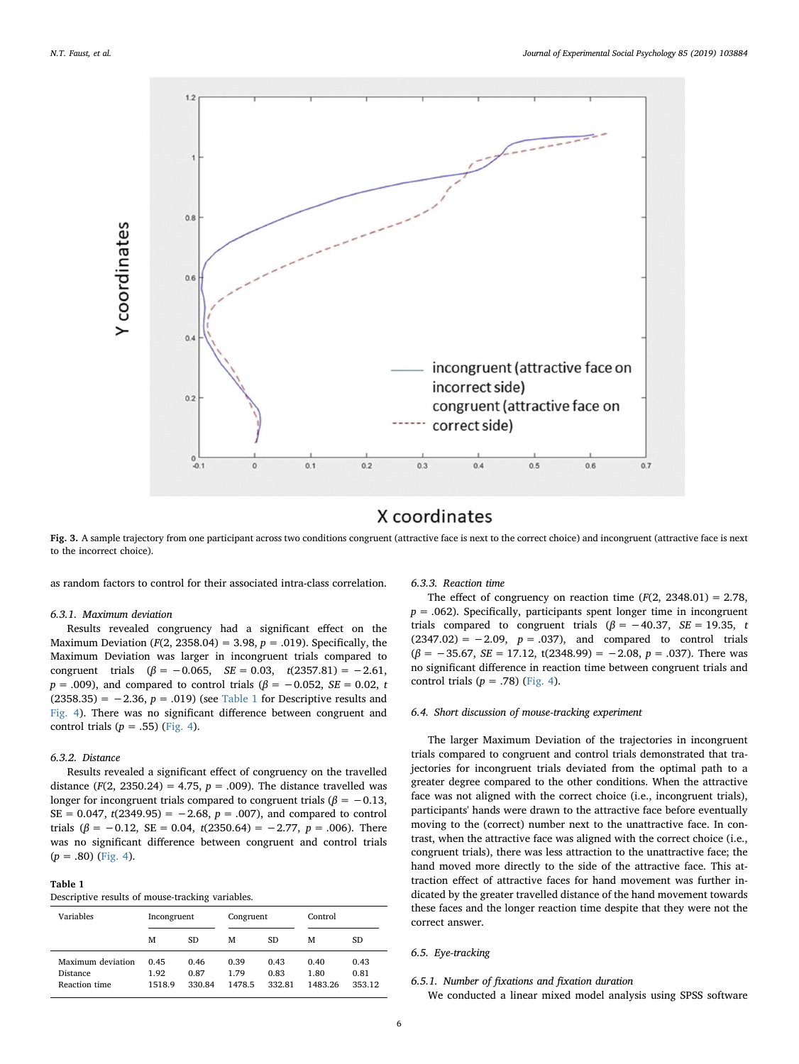Fig. 3. A sample trajectory from one participant across two conditions congruent (attractive face is next to the correct choice) and incongruent (attractive face is next to the incorrect choice).

as random factors to control for their associated intra-class correlation.

#### 6.3.1. Maximum deviation

Results revealed congruency had a significant effect on the Maximum Deviation ($F$(2, 2358.04) = 3.98, $p$ = .019). Specifically, the Maximum Deviation was larger in incongruent trials compared to congruent trials ($\beta = -0.065$, $SE$ = 0.03, $t$(2357.81) = −2.61, $p$ = .009), and compared to control trials ($\beta = -0.052$, $SE$ = 0.02, $t$(2358.35) = −2.36, $p$ = .019) (see Table 1 for Descriptive results and Fig. 4). There was no significant difference between congruent and control trials ($p$ = .55) (Fig. 4).

#### 6.3.2. Distance

Results revealed a significant effect of congruency on the travelled distance ($F$(2, 2350.24) = 4.75, $p$ = .009). The distance travelled was longer for incongruent trials compared to congruent trials ($\beta = -0.13$, SE = 0.047, $t$(2349.95) = −2.68, $p$ = .007), and compared to control trials ($\beta = -0.12$, SE = 0.04, $t$(2350.64) = −2.77, $p$ = .006). There was no significant difference between congruent and control trials ($p$ = .80) (Fig. 4).

**Table 1**
Descriptive results of mouse-tracking variables.

| Variables | Incongruent | | Congruent | | Control | |
|---|---|---|---|---|---|---|
| | M | SD | M | SD | M | SD |
| Maximum deviation | 0.45 | 0.46 | 0.39 | 0.43 | 0.40 | 0.43 |
| Distance | 1.92 | 0.87 | 1.79 | 0.83 | 1.80 | 0.81 |
| Reaction time | 1518.9 | 330.84 | 1478.5 | 332.81 | 1483.26 | 353.12 |

#### 6.3.3. Reaction time

The effect of congruency on reaction time ($F$(2, 2348.01) = 2.78, $p$ = .062). Specifically, participants spent longer time in incongruent trials compared to congruent trials ($\beta = -40.37$, $SE$ = 19.35, $t$(2347.02) = −2.09, $p$ = .037), and compared to control trials ($\beta = -35.67$, $SE$ = 17.12, t(2348.99) = −2.08, $p$ = .037). There was no significant difference in reaction time between congruent trials and control trials ($p$ = .78) (Fig. 4).

### 6.4. Short discussion of mouse-tracking experiment

The larger Maximum Deviation of the trajectories in incongruent trials compared to congruent and control trials demonstrated that trajectories for incongruent trials deviated from the optimal path to a greater degree compared to the other conditions. When the attractive face was not aligned with the correct choice (i.e., incongruent trials), participants' hands were drawn to the attractive face before eventually moving to the (correct) number next to the unattractive face. In contrast, when the attractive face was aligned with the correct choice (i.e., congruent trials), there was less attraction to the unattractive face; the hand moved more directly to the side of the attractive face. This attraction effect of attractive faces for hand movement was further indicated by the greater travelled distance of the hand movement towards these faces and the longer reaction time despite that they were not the correct answer.

### 6.5. Eye-tracking

#### 6.5.1. Number of fixations and fixation duration

We conducted a linear mixed model analysis using SPSS software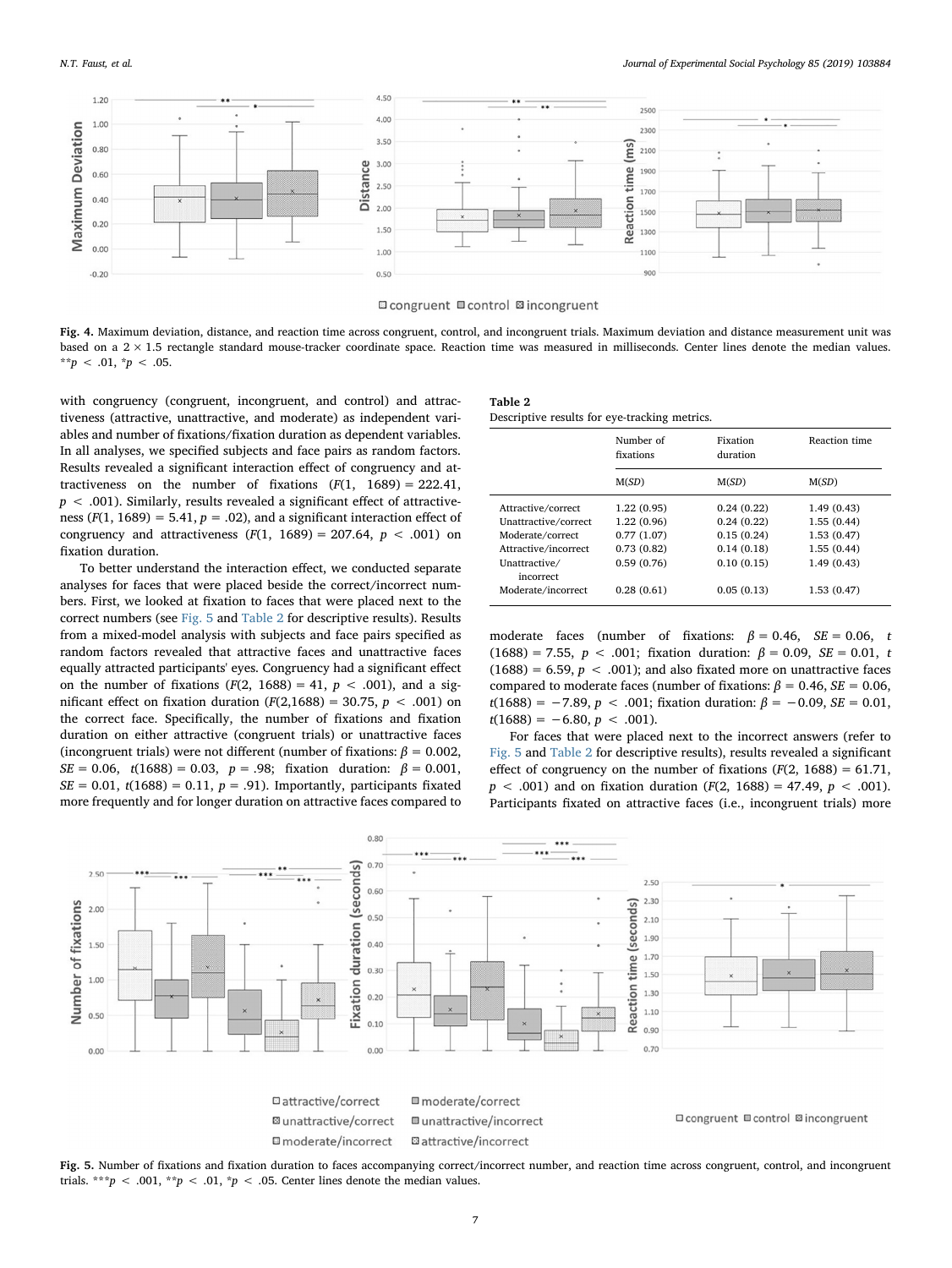Fig. 4. Maximum deviation, distance, and reaction time across congruent, control, and incongruent trials. Maximum deviation and distance measurement unit was based on a 2 × 1.5 rectangle standard mouse-tracker coordinate space. Reaction time was measured in milliseconds. Center lines denote the median values. \*\*$p < .01$, \*$p < .05$.

with congruency (congruent, incongruent, and control) and attractiveness (attractive, unattractive, and moderate) as independent variables and number of fixations/fixation duration as dependent variables. In all analyses, we specified subjects and face pairs as random factors. Results revealed a significant interaction effect of congruency and attractiveness on the number of fixations ($F(1, 1689) = 222.41$, $p < .001$). Similarly, results revealed a significant effect of attractiveness ($F(1, 1689) = 5.41$, $p = .02$), and a significant interaction effect of congruency and attractiveness ($F(1, 1689) = 207.64$, $p < .001$) on fixation duration.

To better understand the interaction effect, we conducted separate analyses for faces that were placed beside the correct/incorrect numbers. First, we looked at fixation to faces that were placed next to the correct numbers (see Fig. 5 and Table 2 for descriptive results). Results from a mixed-model analysis with subjects and face pairs specified as random factors revealed that attractive faces and unattractive faces equally attracted participants' eyes. Congruency had a significant effect on the number of fixations ($F(2, 1688) = 41$, $p < .001$), and a significant effect on fixation duration ($F(2,1688) = 30.75$, $p < .001$) on the correct face. Specifically, the number of fixations and fixation duration on either attractive (congruent trials) or unattractive faces (incongruent trials) were not different (number of fixations: $\beta = 0.002$, $SE = 0.06$, $t(1688) = 0.03$, $p = .98$; fixation duration: $\beta = 0.001$, $SE = 0.01$, $t(1688) = 0.11$, $p = .91$). Importantly, participants fixated more frequently and for longer duration on attractive faces compared to moderate faces (number of fixations: $\beta = 0.46$, $SE = 0.06$, $t(1688) = 7.55$, $p < .001$; fixation duration: $\beta = 0.09$, $SE = 0.01$, $t(1688) = 6.59$, $p < .001$); and also fixated more on unattractive faces compared to moderate faces (number of fixations: $\beta = 0.46$, $SE = 0.06$, $t(1688) = -7.89$, $p < .001$; fixation duration: $\beta = -0.09$, $SE = 0.01$, $t(1688) = -6.80$, $p < .001$).

For faces that were placed next to the incorrect answers (refer to Fig. 5 and Table 2 for descriptive results), results revealed a significant effect of congruency on the number of fixations ($F(2, 1688) = 61.71$, $p < .001$) and on fixation duration ($F(2, 1688) = 47.49$, $p < .001$). Participants fixated on attractive faces (i.e., incongruent trials) more

**Table 2**
Descriptive results for eye-tracking metrics.

| | Number of fixations | Fixation duration | Reaction time |
|---|---|---|---|
| | M(SD) | M(SD) | M(SD) |
| Attractive/correct | 1.22 (0.95) | 0.24 (0.22) | 1.49 (0.43) |
| Unattractive/correct | 1.22 (0.96) | 0.24 (0.22) | 1.55 (0.44) |
| Moderate/correct | 0.77 (1.07) | 0.15 (0.24) | 1.53 (0.47) |
| Attractive/incorrect | 0.73 (0.82) | 0.14 (0.18) | 1.55 (0.44) |
| Unattractive/incorrect | 0.59 (0.76) | 0.10 (0.15) | 1.49 (0.43) |
| Moderate/incorrect | 0.28 (0.61) | 0.05 (0.13) | 1.53 (0.47) |

Fig. 5. Number of fixations and fixation duration to faces accompanying correct/incorrect number, and reaction time across congruent, control, and incongruent trials. \*\*\*$p < .001$, \*\*$p < .01$, \*$p < .05$. Center lines denote the median values.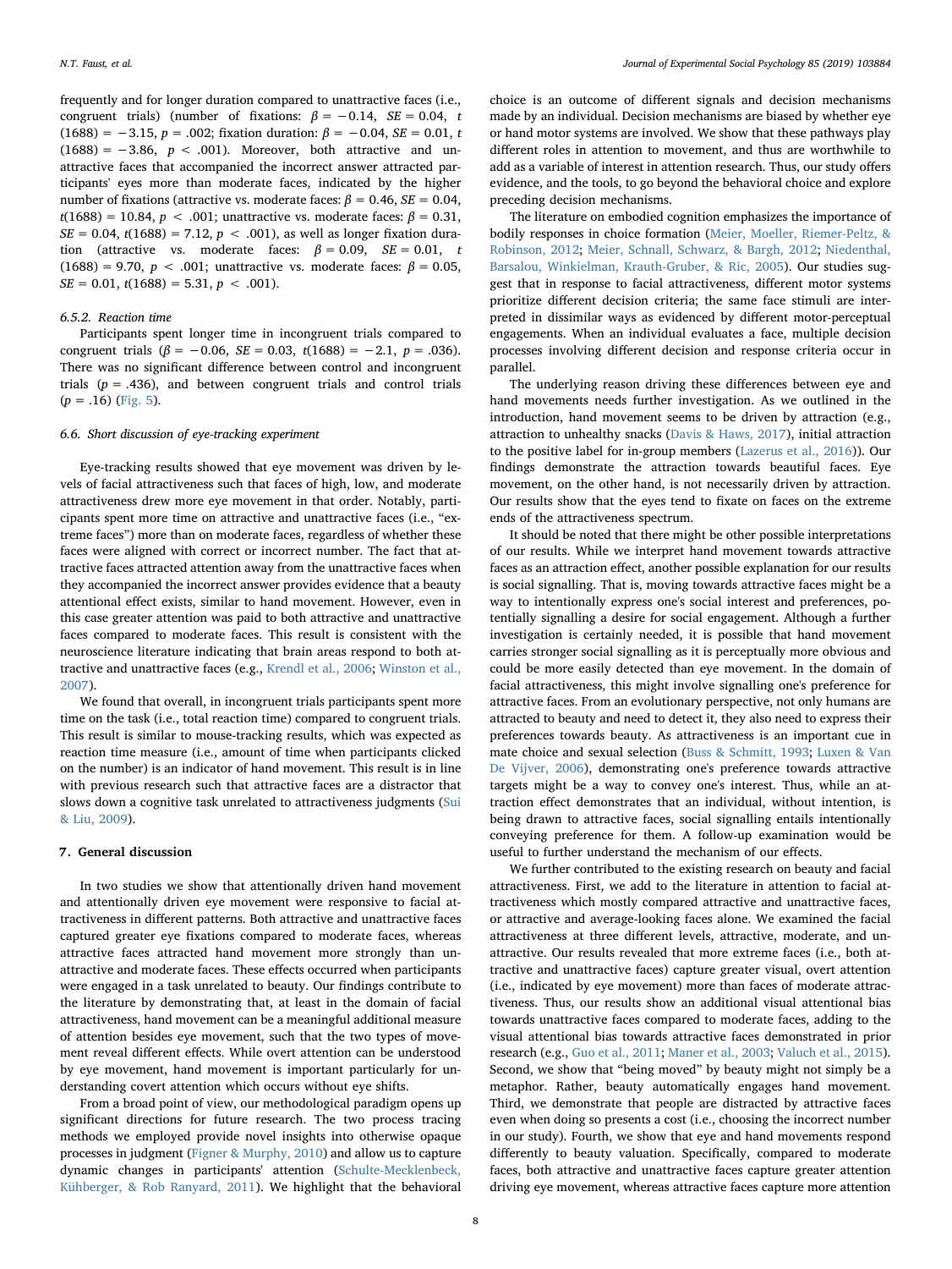frequently and for longer duration compared to unattractive faces (i.e., congruent trials) (number of fixations: $\beta = -0.14$, $SE = 0.04$, $t(1688) = -3.15$, $p = .002$; fixation duration: $\beta = -0.04$, $SE = 0.01$, $t(1688) = -3.86$, $p < .001$). Moreover, both attractive and unattractive faces that accompanied the incorrect answer attracted participants' eyes more than moderate faces, indicated by the higher number of fixations (attractive vs. moderate faces: $\beta = 0.46$, $SE = 0.04$, $t(1688) = 10.84$, $p < .001$; unattractive vs. moderate faces: $\beta = 0.31$, $SE = 0.04$, $t(1688) = 7.12$, $p < .001$), as well as longer fixation duration (attractive vs. moderate faces: $\beta = 0.09$, $SE = 0.01$, $t(1688) = 9.70$, $p < .001$; unattractive vs. moderate faces: $\beta = 0.05$, $SE = 0.01$, $t(1688) = 5.31$, $p < .001$).

#### 6.5.2. Reaction time

Participants spent longer time in incongruent trials compared to congruent trials ($\beta = -0.06$, $SE = 0.03$, $t(1688) = -2.1$, $p = .036$). There was no significant difference between control and incongruent trials ($p = .436$), and between congruent trials and control trials ($p = .16$) (Fig. 5).

### 6.6. Short discussion of eye-tracking experiment

Eye-tracking results showed that eye movement was driven by levels of facial attractiveness such that faces of high, low, and moderate attractiveness drew more eye movement in that order. Notably, participants spent more time on attractive and unattractive faces (i.e., "extreme faces") more than on moderate faces, regardless of whether these faces were aligned with correct or incorrect number. The fact that attractive faces attracted attention away from the unattractive faces when they accompanied the incorrect answer provides evidence that a beauty attentional effect exists, similar to hand movement. However, even in this case greater attention was paid to both attractive and unattractive faces compared to moderate faces. This result is consistent with the neuroscience literature indicating that brain areas respond to both attractive and unattractive faces (e.g., Krendl et al., 2006; Winston et al., 2007).

We found that overall, in incongruent trials participants spent more time on the task (i.e., total reaction time) compared to congruent trials. This result is similar to mouse-tracking results, which was expected as reaction time measure (i.e., amount of time when participants clicked on the number) is an indicator of hand movement. This result is in line with previous research such that attractive faces are a distractor that slows down a cognitive task unrelated to attractiveness judgments (Sui & Liu, 2009).

## 7. General discussion

In two studies we show that attentionally driven hand movement and attentionally driven eye movement were responsive to facial attractiveness in different patterns. Both attractive and unattractive faces captured greater eye fixations compared to moderate faces, whereas attractive faces attracted hand movement more strongly than unattractive and moderate faces. These effects occurred when participants were engaged in a task unrelated to beauty. Our findings contribute to the literature by demonstrating that, at least in the domain of facial attractiveness, hand movement can be a meaningful additional measure of attention besides eye movement, such that the two types of movement reveal different effects. While overt attention can be understood by eye movement, hand movement is important particularly for understanding covert attention which occurs without eye shifts.

From a broad point of view, our methodological paradigm opens up significant directions for future research. The two process tracing methods we employed provide novel insights into otherwise opaque processes in judgment (Figner & Murphy, 2010) and allow us to capture dynamic changes in participants' attention (Schulte-Mecklenbeck, Kühberger, & Rob Ranyard, 2011). We highlight that the behavioral choice is an outcome of different signals and decision mechanisms made by an individual. Decision mechanisms are biased by whether eye or hand motor systems are involved. We show that these pathways play different roles in attention to movement, and thus are worthwhile to add as a variable of interest in attention research. Thus, our study offers evidence, and the tools, to go beyond the behavioral choice and explore preceding decision mechanisms.

The literature on embodied cognition emphasizes the importance of bodily responses in choice formation (Meier, Moeller, Riemer-Peltz, & Robinson, 2012; Meier, Schnall, Schwarz, & Bargh, 2012; Niedenthal, Barsalou, Winkielman, Krauth-Gruber, & Ric, 2005). Our studies suggest that in response to facial attractiveness, different motor systems prioritize different decision criteria; the same face stimuli are interpreted in dissimilar ways as evidenced by different motor-perceptual engagements. When an individual evaluates a face, multiple decision processes involving different decision and response criteria occur in parallel.

The underlying reason driving these differences between eye and hand movements needs further investigation. As we outlined in the introduction, hand movement seems to be driven by attraction (e.g., attraction to unhealthy snacks (Davis & Haws, 2017), initial attraction to the positive label for in-group members (Lazerus et al., 2016)). Our findings demonstrate the attraction towards beautiful faces. Eye movement, on the other hand, is not necessarily driven by attraction. Our results show that the eyes tend to fixate on faces on the extreme ends of the attractiveness spectrum.

It should be noted that there might be other possible interpretations of our results. While we interpret hand movement towards attractive faces as an attraction effect, another possible explanation for our results is social signalling. That is, moving towards attractive faces might be a way to intentionally express one's social interest and preferences, potentially signalling a desire for social engagement. Although a further investigation is certainly needed, it is possible that hand movement carries stronger social signalling as it is perceptually more obvious and could be more easily detected than eye movement. In the domain of facial attractiveness, this might involve signalling one's preference for attractive faces. From an evolutionary perspective, not only humans are attracted to beauty and need to detect it, they also need to express their preferences towards beauty. As attractiveness is an important cue in mate choice and sexual selection (Buss & Schmitt, 1993; Luxen & Van De Vijver, 2006), demonstrating one's preference towards attractive targets might be a way to convey one's interest. Thus, while an attraction effect demonstrates that an individual, without intention, is being drawn to attractive faces, social signalling entails intentionally conveying preference for them. A follow-up examination would be useful to further understand the mechanism of our effects.

We further contributed to the existing research on beauty and facial attractiveness. First, we add to the literature in attention to facial attractiveness which mostly compared attractive and unattractive faces, or attractive and average-looking faces alone. We examined the facial attractiveness at three different levels, attractive, moderate, and unattractive. Our results revealed that more extreme faces (i.e., both attractive and unattractive faces) capture greater visual, overt attention (i.e., indicated by eye movement) more than faces of moderate attractiveness. Thus, our results show an additional visual attentional bias towards unattractive faces compared to moderate faces, adding to the visual attentional bias towards attractive faces demonstrated in prior research (e.g., Guo et al., 2011; Maner et al., 2003; Valuch et al., 2015). Second, we show that "being moved" by beauty might not simply be a metaphor. Rather, beauty automatically engages hand movement. Third, we demonstrate that people are distracted by attractive faces even when doing so presents a cost (i.e., choosing the incorrect number in our study). Fourth, we show that eye and hand movements respond differently to beauty valuation. Specifically, compared to moderate faces, both attractive and unattractive faces capture greater attention driving eye movement, whereas attractive faces capture more attention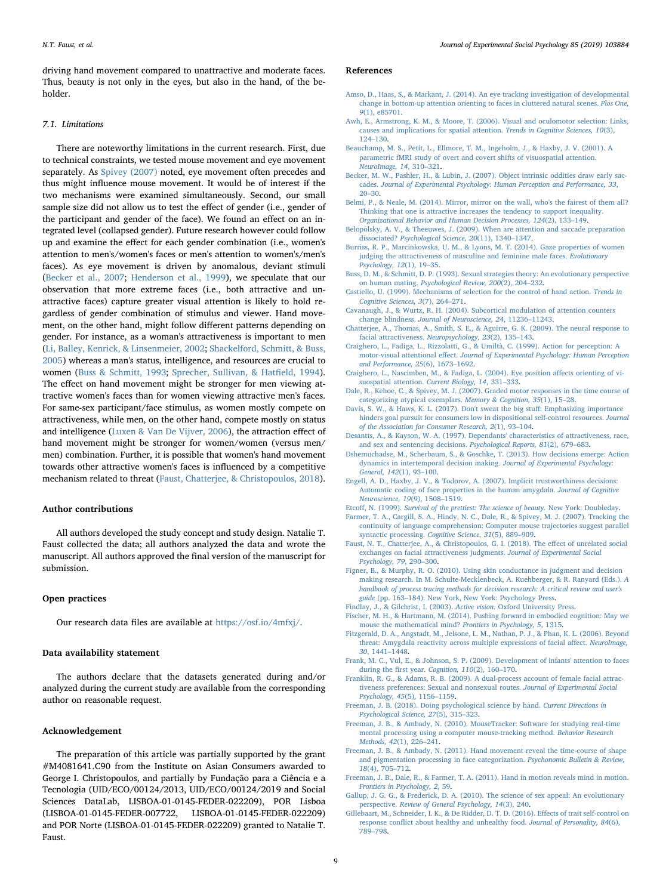driving hand movement compared to unattractive and moderate faces. Thus, beauty is not only in the eyes, but also in the hand, of the beholder.

### 7.1. Limitations

There are noteworthy limitations in the current research. First, due to technical constraints, we tested mouse movement and eye movement separately. As Spivey (2007) noted, eye movement often precedes and thus might influence mouse movement. It would be of interest if the two mechanisms were examined simultaneously. Second, our small sample size did not allow us to test the effect of gender (i.e., gender of the participant and gender of the face). We found an effect on an integrated level (collapsed gender). Future research however could follow up and examine the effect for each gender combination (i.e., women's attention to men's/women's faces or men's attention to women's/men's faces). As eye movement is driven by anomalous, deviant stimuli (Becker et al., 2007; Henderson et al., 1999), we speculate that our observation that more extreme faces (i.e., both attractive and unattractive faces) capture greater visual attention is likely to hold regardless of gender combination of stimulus and viewer. Hand movement, on the other hand, might follow different patterns depending on gender. For instance, as a woman's attractiveness is important to men (Li, Balley, Kenrick, & Linsenmeier, 2002; Shackelford, Schmitt, & Buss, 2005) whereas a man's status, intelligence, and resources are crucial to women (Buss & Schmitt, 1993; Sprecher, Sullivan, & Hatfield, 1994). The effect on hand movement might be stronger for men viewing attractive women's faces than for women viewing attractive men's faces. For same-sex participant/face stimulus, as women mostly compete on attractiveness, while men, on the other hand, compete mostly on status and intelligence (Luxen & Van De Vijver, 2006), the attraction effect of hand movement might be stronger for women/women (versus men/men) combination. Further, it is possible that women's hand movement towards other attractive women's faces is influenced by a competitive mechanism related to threat (Faust, Chatterjee, & Christopoulos, 2018).

## Author contributions

All authors developed the study concept and study design. Natalie T. Faust collected the data; all authors analyzed the data and wrote the manuscript. All authors approved the final version of the manuscript for submission.

## Open practices

Our research data files are available at https://osf.io/4mfxj/.

## Data availability statement

The authors declare that the datasets generated during and/or analyzed during the current study are available from the corresponding author on reasonable request.

## Acknowledgement

The preparation of this article was partially supported by the grant #M4081641.C90 from the Institute on Asian Consumers awarded to George I. Christopoulos, and partially by Fundação para a Ciência e a Tecnologia (UID/ECO/00124/2013, UID/ECO/00124/2019 and Social Sciences DataLab, LISBOA-01-0145-FEDER-022209), POR Lisboa (LISBOA-01-0145-FEDER-007722, LISBOA-01-0145-FEDER-022209) and POR Norte (LISBOA-01-0145-FEDER-022209) granted to Natalie T. Faust.

## References

Amso, D., Haas, S., & Markant, J. (2014). An eye tracking investigation of developmental change in bottom-up attention orienting to faces in cluttered natural scenes. *Plos One, 9*(1), e85701.

Awh, E., Armstrong, K. M., & Moore, T. (2006). Visual and oculomotor selection: Links, causes and implications for spatial attention. *Trends in Cognitive Sciences, 10*(3), 124–130.

Beauchamp, M. S., Petit, L., Ellmore, T. M., Ingeholm, J., & Haxby, J. V. (2001). A parametric fMRI study of overt and covert shifts of visuospatial attention. *NeuroImage, 14*, 310–321.

Becker, M. W., Pashler, H., & Lubin, J. (2007). Object intrinsic oddities draw early saccades. *Journal of Experimental Psychology: Human Perception and Performance, 33*, 20–30.

Belmi, P., & Neale, M. (2014). Mirror, mirror on the wall, who's the fairest of them all? Thinking that one is attractive increases the tendency to support inequality. *Organizational Behavior and Human Decision Processes, 124*(2), 133–149.

Belopolsky, A. V., & Theeuwes, J. (2009). When are attention and saccade preparation dissociated? *Psychological Science, 20*(11), 1340–1347.

Burriss, R. P., Marcinkowska, U. M., & Lyons, M. T. (2014). Gaze properties of women judging the attractiveness of masculine and feminine male faces. *Evolutionary Psychology, 12*(1), 19–35.

Buss, D. M., & Schmitt, D. P. (1993). Sexual strategies theory: An evolutionary perspective on human mating. *Psychological Review, 200*(2), 204–232.

Castiello, U. (1999). Mechanisms of selection for the control of hand action. *Trends in Cognitive Sciences, 3*(7), 264–271.

Cavanaugh, J., & Wurtz, R. H. (2004). Subcortical modulation of attention counters change blindness. *Journal of Neuroscience, 24*, 11236–11243.

Chatterjee, A., Thomas, A., Smith, S. E., & Aguirre, G. K. (2009). The neural response to facial attractiveness. *Neuropsychology, 23*(2), 135–143.

Craighero, L., Fadiga, L., Rizzolatti, G., & Umiltà, C. (1999). Action for perception: A motor-visual attentional effect. *Journal of Experimental Psychology: Human Perception and Performance, 25*(6), 1673–1692.

Craighero, L., Nascimben, M., & Fadiga, L. (2004). Eye position affects orienting of visuospatial attention. *Current Biology, 14*, 331–333.

Dale, R., Kehoe, C., & Spivey, M. J. (2007). Graded motor responses in the time course of categorizing atypical exemplars. *Memory & Cognition, 35*(1), 15–28.

Davis, S. W., & Haws, K. L. (2017). Don't sweat the big stuff: Emphasizing importance hinders goal pursuit for consumers low in dispositional self-control resources. *Journal of the Association for Consumer Research, 2*(1), 93–104.

Desantts, A., & Kayson, W. A. (1997). Dependants' characteristics of attractiveness, race, and sex and sentencing decisions. *Psychological Reports, 81*(2), 679–683.

Dshemuchadse, M., Scherbaum, S., & Goschke, T. (2013). How decisions emerge: Action dynamics in intertemporal decision making. *Journal of Experimental Psychology: General, 142*(1), 93–100.

Engell, A. D., Haxby, J. V., & Todorov, A. (2007). Implicit trustworthiness decisions: Automatic coding of face properties in the human amygdala. *Journal of Cognitive Neuroscience, 19*(9), 1508–1519.

Etcoff, N. (1999). *Survival of the prettiest: The science of beauty.* New York: Doubleday.

Farmer, T. A., Cargill, S. A., Hindy, N. C., Dale, R., & Spivey, M. J. (2007). Tracking the continuity of language comprehension: Computer mouse trajectories suggest parallel syntactic processing. *Cognitive Science, 31*(5), 889–909.

Faust, N. T., Chatterjee, A., & Christopoulos, G. I. (2018). The effect of unrelated social exchanges on facial attractiveness judgments. *Journal of Experimental Social Psychology, 79*, 290–300.

Figner, B., & Murphy, R. O. (2010). Using skin conductance in judgment and decision making research. In M. Schulte-Mecklenbeck, A. Kuehberger, & R. Ranyard (Eds.). *A handbook of process tracing methods for decision research: A critical review and user's guide* (pp. 163–184). New York, New York: Psychology Press.

Findlay, J., & Gilchrist, I. (2003). *Active vision.* Oxford University Press.

Fischer, M. H., & Hartmann, M. (2014). Pushing forward in embodied cognition: May we mouse the mathematical mind? *Frontiers in Psychology, 5*, 1315.

Fitzgerald, D. A., Angstadt, M., Jelsone, L. M., Nathan, P. J., & Phan, K. L. (2006). Beyond threat: Amygdala reactivity across multiple expressions of facial affect. *NeuroImage, 30*, 1441–1448.

Frank, M. C., Vul, E., & Johnson, S. P. (2009). Development of infants' attention to faces during the first year. *Cognition, 110*(2), 160–170.

Franklin, R. G., & Adams, R. B. (2009). A dual-process account of female facial attractiveness preferences: Sexual and nonsexual routes. *Journal of Experimental Social Psychology, 45*(5), 1156–1159.

Freeman, J. B. (2018). Doing psychological science by hand. *Current Directions in Psychological Science, 27*(5), 315–323.

Freeman, J. B., & Ambady, N. (2010). MouseTracker: Software for studying real-time mental processing using a computer mouse-tracking method. *Behavior Research Methods, 42*(1), 226–241.

Freeman, J. B., & Ambady, N. (2011). Hand movement reveal the time-course of shape and pigmentation processing in face categorization. *Psychonomic Bulletin & Review, 18*(4), 705–712.

Freeman, J. B., Dale, R., & Farmer, T. A. (2011). Hand in motion reveals mind in motion. *Frontiers in Psychology, 2*, 59.

Gallup, J. G. G., & Frederick, D. A. (2010). The science of sex appeal: An evolutionary perspective. *Review of General Psychology, 14*(3), 240.

Gillebaart, M., Schneider, I. K., & De Ridder, D. T. D. (2016). Effects of trait self-control on response conflict about healthy and unhealthy food. *Journal of Personality, 84*(6), 789–798.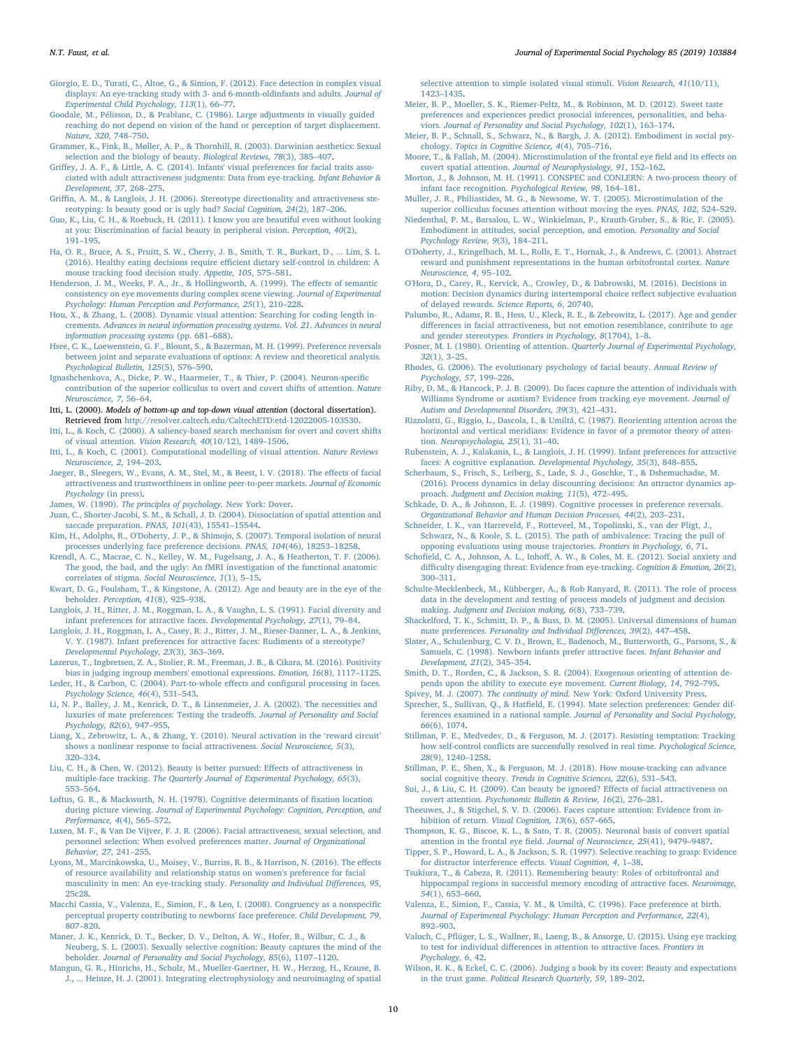Giorgio, E. D., Turati, C., Altoe, G., & Simion, F. (2012). Face detection in complex visual displays: An eye-tracking study with 3- and 6-month-oldinfants and adults. *Journal of Experimental Child Psychology, 113*(1), 66–77.

Goodale, M., Pélisson, D., & Prablanc, C. (1986). Large adjustments in visually guided reaching do not depend on vision of the hand or perception of target displacement. *Nature, 320*, 748–750.

Grammer, K., Fink, B., Møller, A. P., & Thornhill, R. (2003). Darwinian aesthetics: Sexual selection and the biology of beauty. *Biological Reviews, 78*(3), 385–407.

Griffey, J. A. F., & Little, A. C. (2014). Infants' visual preferences for facial traits associated with adult attractiveness judgments: Data from eye-tracking. *Infant Behavior & Development, 37*, 268–275.

Griffin, A. M., & Langlois, J. H. (2006). Stereotype directionality and attractiveness stereotyping: Is beauty good or is ugly bad? *Social Cognition, 24*(2), 187–206.

Guo, K., Liu, C. H., & Roebuck, H. (2011). I know you are beautiful even without looking at you: Discrimination of facial beauty in peripheral vision. *Perception, 40*(2), 191–195.

Ha, O. R., Bruce, A. S., Pruitt, S. W., Cherry, J. B., Smith, T. R., Burkart, D., ... Lim, S. L. (2016). Healthy eating decisions require efficient dietary self-control in children: A mouse tracking food decision study. *Appetite, 105*, 575–581.

Henderson, J. M., Weeks, P. A., Jr., & Hollingworth, A. (1999). The effects of semantic consistency on eye movements during complex scene viewing. *Journal of Experimental Psychology: Human Perception and Performance, 25*(1), 210–228.

Hou, X., & Zhang, L. (2008). Dynamic visual attention: Searching for coding length increments. *Advances in neural information processing systems. Vol. 21. Advances in neural information processing systems* (pp. 681–688).

Hsee, C. K., Loewenstein, G. F., Blount, S., & Bazerman, M. H. (1999). Preference reversals between joint and separate evaluations of options: A review and theoretical analysis. *Psychological Bulletin, 125*(5), 576–590.

Ignashchenkova, A., Dicke, P. W., Haarmeier, T., & Thier, P. (2004). Neuron-specific contribution of the superior colliculus to overt and covert shifts of attention. *Nature Neuroscience, 7*, 56–64.

Itti, L. (2000). *Models of bottom-up and top-down visual attention* (doctoral dissertation). Retrieved from http://resolver.caltech.edu/CaltechETD:etd-12022005-103530.

Itti, L., & Koch, C. (2000). A saliency-based search mechanism for overt and covert shifts of visual attention. *Vision Research, 40*(10/12), 1489–1506.

Itti, L., & Koch, C. (2001). Computational modelling of visual attention. *Nature Reviews Neuroscience, 2*, 194–203.

Jaeger, B., Sleegers, W., Evans, A. M., Stel, M., & Beest, I. V. (2018). The effects of facial attractiveness and trustworthiness in online peer-to-peer markets. *Journal of Economic Psychology* (in press).

James, W. (1890). *The principles of psychology.* New York: Dover.

Juan, C., Shorter-Jacobi, S. M., & Schall, J. D. (2004). Dissociation of spatial attention and saccade preparation. *PNAS, 101*(43), 15541–15544.

Kim, H., Adolphs, R., O'Doherty, J. P., & Shimojo, S. (2007). Temporal isolation of neural processes underlying face preference decisions. *PNAS, 104*(46), 18253–18258.

Krendl, A. C., Macrae, C. N., Kelley, W. M., Fugelsang, J. A., & Heatherton, T. F. (2006). The good, the bad, and the ugly: An fMRI investigation of the functional anatomic correlates of stigma. *Social Neuroscience, 1*(1), 5–15.

Kwart, D. G., Foulsham, T., & Kingstone, A. (2012). Age and beauty are in the eye of the beholder. *Perception, 41*(8), 925–938.

Langlois, J. H., Ritter, J. M., Roggman, L. A., & Vaughn, L. S. (1991). Facial diversity and infant preferences for attractive faces. *Developmental Psychology, 27*(1), 79–84.

Langlois, J. H., Roggman, L. A., Casey, R. J., Ritter, J. M., Rieser-Danner, L. A., & Jenkins, V. Y. (1987). Infant preferences for attractive faces: Rudiments of a stereotype? *Developmental Psychology, 23*(3), 363–369.

Lazerus, T., Ingbretsen, Z. A., Stolier, R. M., Freeman, J. B., & Cikara, M. (2016). Positivity bias in judging ingroup members' emotional expressions. *Emotion, 16*(8), 1117–1125.

Leder, H., & Carbon, C. (2004). Part-to-whole effects and configural processing in faces. *Psychology Science, 46*(4), 531–543.

Li, N. P., Balley, J. M., Kenrick, D. T., & Linsenmeier, J. A. (2002). The necessities and luxuries of mate preferences: Testing the tradeoffs. *Journal of Personality and Social Psychology, 82*(6), 947–955.

Liang, X., Zebrowitz, L. A., & Zhang, Y. (2010). Neural activation in the 'reward circuit' shows a nonlinear response to facial attractiveness. *Social Neuroscience, 5*(3), 320–334.

Liu, C. H., & Chen, W. (2012). Beauty is better pursued: Effects of attractiveness in multiple-face tracking. *The Quarterly Journal of Experimental Psychology, 65*(3), 553–564.

Loftus, G. R., & Mackworth, N. H. (1978). Cognitive determinants of fixation location during picture viewing. *Journal of Experimental Psychology: Cognition, Perception, and Performance, 4*(4), 565–572.

Luxen, M. F., & Van De Vijver, F. J. R. (2006). Facial attractiveness, sexual selection, and personnel selection: When evolved preferences matter. *Journal of Organizational Behavior, 27*, 241–255.

Lyons, M., Marcinkowska, U., Moisey, V., Burriss, R. B., & Harrison, N. (2016). The effects of resource availability and relationship status on women's preference for facial masculinity in men: An eye-tracking study. *Personality and Individual Differences, 95*, 25c28.

Macchi Cassia, V., Valenza, E., Simion, F., & Leo, I. (2008). Congruency as a nonspecific perceptual property contributing to newborns' face preference. *Child Development, 79*, 807–820.

Maner, J. K., Kenrick, D. T., Becker, D. V., Delton, A. W., Hofer, B., Wilbur, C. J., & Neuberg, S. L. (2003). Sexually selective cognition: Beauty captures the mind of the beholder. *Journal of Personality and Social Psychology, 85*(6), 1107–1120.

Mangun, G. R., Hinrichs, H., Scholz, M., Mueller-Gaertner, H. W., Herzog, H., Krause, B. J., ... Heinze, H. J. (2001). Integrating electrophysiology and neuroimaging of spatial selective attention to simple isolated visual stimuli. *Vision Research, 41*(10/11), 1423–1435.

Meier, B. P., Moeller, S. K., Riemer-Peltz, M., & Robinson, M. D. (2012). Sweet taste preferences and experiences predict prosocial inferences, personalities, and behaviors. *Journal of Personality and Social Psychology, 102*(1), 163–174.

Meier, B. P., Schnall, S., Schwarz, N., & Bargh, J. A. (2012). Embodiment in social psychology. *Topics in Cognitive Science, 4*(4), 705–716.

Moore, T., & Fallah, M. (2004). Microstimulation of the frontal eye field and its effects on covert spatial attention. *Journal of Neurophysiology, 91*, 152–162.

Morton, J., & Johnson, M. H. (1991). CONSPEC and CONLERN: A two-process theory of infant face recognition. *Psychological Review, 98*, 164–181.

Muller, J. R., Philiastides, M. G., & Newsome, W. T. (2005). Microstimulation of the superior colliculus focuses attention without moving the eyes. *PNAS, 102*, 524–529.

Niedenthal, P. M., Barsalou, L. W., Winkielman, P., Krauth-Gruber, S., & Ric, F. (2005). Embodiment in attitudes, social perception, and emotion. *Personality and Social Psychology Review, 9*(3), 184–211.

O'Doherty, J., Kringelbach, M. L., Rolls, E. T., Hornak, J., & Andrews, C. (2001). Abstract reward and punishment representations in the human orbitofrontal cortex. *Nature Neuroscience, 4*, 95–102.

O'Hora, D., Carey, R., Kervick, A., Crowley, D., & Dabrowski, M. (2016). Decisions in motion: Decision dynamics during intertemporal choice reflect subjective evaluation of delayed rewards. *Science Reports, 6*, 20740.

Palumbo, R., Adams, R. B., Hess, U., Kleck, R. E., & Zebrowitz, L. (2017). Age and gender differences in facial attractiveness, but not emotion resemblance, contribute to age and gender stereotypes. *Frontiers in Psychology, 8*(1704), 1–8.

Posner, M. I. (1980). Orienting of attention. *Quarterly Journal of Experimental Psychology, 32*(1), 3–25.

Rhodes, G. (2006). The evolutionary psychology of facial beauty. *Annual Review of Psychology, 57*, 199–226.

Riby, D. M., & Hancock, P. J. B. (2009). Do faces capture the attention of individuals with Williams Syndrome or austism? Evidence from tracking eye movement. *Journal of Autism and Developmental Disorders, 39*(3), 421–431.

Rizzolatti, G., Riggio, L., Dascola, I., & Umiltá, C. (1987). Reorienting attention across the horizontal and vertical meridians: Evidence in favor of a premotor theory of attention. *Neuropsychologia, 25*(1), 31–40.

Rubenstein, A. J., Kalakanis, L., & Langlois, J. H. (1999). Infant preferences for attractive faces: A cognitive explanation. *Developmental Psychology, 35*(3), 848–855.

Scherbaum, S., Frisch, S., Leiberg, S., Lade, S. J., Goschke, T., & Dshemuchadse, M. (2016). Process dynamics in delay discounting decisions: An attractor dynamics approach. *Judgment and Decision making, 11*(5), 472–495.

Schkade, D. A., & Johnson, E. J. (1989). Cognitive processes in preference reversals. *Organizational Behavior and Human Decision Processes, 44*(2), 203–231.

Schneider, I. K., van Harreveld, F., Rotteveel, M., Topolinski, S., van der Pligt, J., Schwarz, N., & Koole, S. L. (2015). The path of ambivalence: Tracing the pull of opposing evaluations using mouse trajectories. *Frontiers in Psychology, 6*, 71.

Schofield, C. A., Johnson, A. L., Inhoff, A. W., & Coles, M. E. (2012). Social anxiety and difficulty disengaging threat: Evidence from eye-tracking. *Cognition & Emotion, 26*(2), 300–311.

Schulte-Mecklenbeck, M., Kühberger, A., & Rob Ranyard, R. (2011). The role of process data in the development and testing of process models of judgment and decision making. *Judgment and Decision making, 6*(8), 733–739.

Shackelford, T. K., Schmitt, D. P., & Buss, D. M. (2005). Universal dimensions of human mate preferences. *Personality and Individual Differences, 39*(2), 447–458.

Slater, A., Schulenburg, C. V. D., Brown, E., Badenoch, M., Butterworth, G., Parsons, S., & Samuels, C. (1998). Newborn infants prefer attractive faces. *Infant Behavior and Development, 21*(2), 345–354.

Smith, D. T., Rorden, C., & Jackson, S. R. (2004). Exogenous orienting of attention depends upon the ability to execute eye movement. *Current Biology, 14*, 792–795.

Spivey, M. J. (2007). *The continuity of mind.* New York: Oxford University Press.

Sprecher, S., Sullivan, Q., & Hatfield, E. (1994). Mate selection preferences: Gender differences examined in a national sample. *Journal of Personality and Social Psychology, 66*(6), 1074.

Stillman, P. E., Medvedev, D., & Ferguson, M. J. (2017). Resisting temptation: Tracking how self-control conflicts are successfully resolved in real time. *Psychological Science, 28*(9), 1240–1258.

Stillman, P. E., Shen, X., & Ferguson, M. J. (2018). How mouse-tracking can advance social cognitive theory. *Trends in Cognitive Sciences, 22*(6), 531–543.

Sui, J., & Liu, C. H. (2009). Can beauty be ignored? Effects of facial attractiveness on covert attention. *Psychonomic Bulletin & Review, 16*(2), 276–281.

Theeuwes, J., & Stigchel, S. V. D. (2006). Faces capture attention: Evidence from inhibition of return. *Visual Cognition, 13*(6), 657–665.

Thompson, K. G., Biscoe, K. L., & Sato, T. R. (2005). Neuronal basis of covert spatial attention in the frontal eye field. *Journal of Neuroscience, 25*(41), 9479–9487.

Tipper, S. P., Howard, L. A., & Jackson, S. R. (1997). Selective reaching to grasp: Evidence for distractor interference effects. *Visual Cognition, 4*, 1–38.

Tsukiura, T., & Cabeza, R. (2011). Remembering beauty: Roles of orbitofrontal and hippocampal regions in successful memory encoding of attractive faces. *Neuroimage, 54*(1), 653–660.

Valenza, E., Simion, F., Cassia, V. M., & Umiltà, C. (1996). Face preference at birth. *Journal of Experimental Psychology: Human Perception and Performance, 22*(4), 892–903.

Valuch, C., Pflüger, L. S., Wallner, B., Laeng, B., & Ansorge, U. (2015). Using eye tracking to test for individual differences in attention to attractive faces. *Frontiers in Psychology, 6*, 42.

Wilson, R. K., & Eckel, C. C. (2006). Judging a book by its cover: Beauty and expectations in the trust game. *Political Research Quarterly, 59*, 189–202.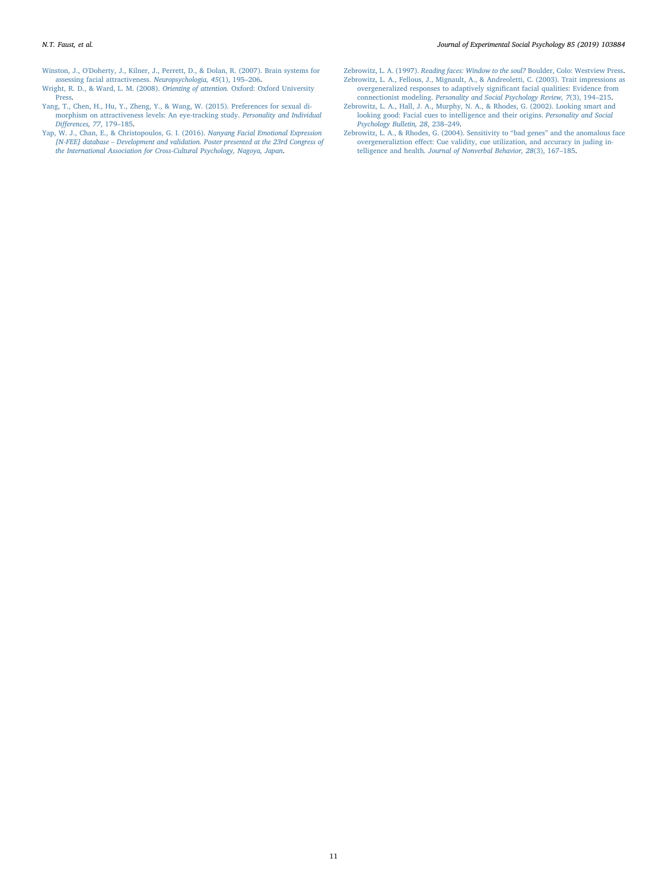Winston, J., O'Doherty, J., Kilner, J., Perrett, D., & Dolan, R. (2007). Brain systems for assessing facial attractiveness. *Neuropsychologia, 45*(1), 195–206.

Wright, R. D., & Ward, L. M. (2008). *Orienting of attention.* Oxford: Oxford University Press.

Yang, T., Chen, H., Hu, Y., Zheng, Y., & Wang, W. (2015). Preferences for sexual dimorphism on attractiveness levels: An eye-tracking study. *Personality and Individual Differences, 77*, 179–185.

Yap, W. J., Chan, E., & Christopoulos, G. I. (2016). *Nanyang Facial Emotional Expression [N-FEE] database – Development and validation. Poster presented at the 23rd Congress of the International Association for Cross-Cultural Psychology, Nagoya, Japan*.

Zebrowitz, L. A. (1997). *Reading faces: Window to the soul?* Boulder, Colo: Westview Press.

Zebrowitz, L. A., Fellous, J., Mignault, A., & Andreoletti, C. (2003). Trait impressions as overgeneralized responses to adaptively significant facial qualities: Evidence from connectionist modeling. *Personality and Social Psychology Review, 7*(3), 194–215.

Zebrowitz, L. A., Hall, J. A., Murphy, N. A., & Rhodes, G. (2002). Looking smart and looking good: Facial cues to intelligence and their origins. *Personality and Social Psychology Bulletin, 28*, 238–249.

Zebrowitz, L. A., & Rhodes, G. (2004). Sensitivity to "bad genes" and the anomalous face overgeneraliztion effect: Cue validity, cue utilization, and accuracy in juding intelligence and health. *Journal of Nonverbal Behavior, 28*(3), 167–185.